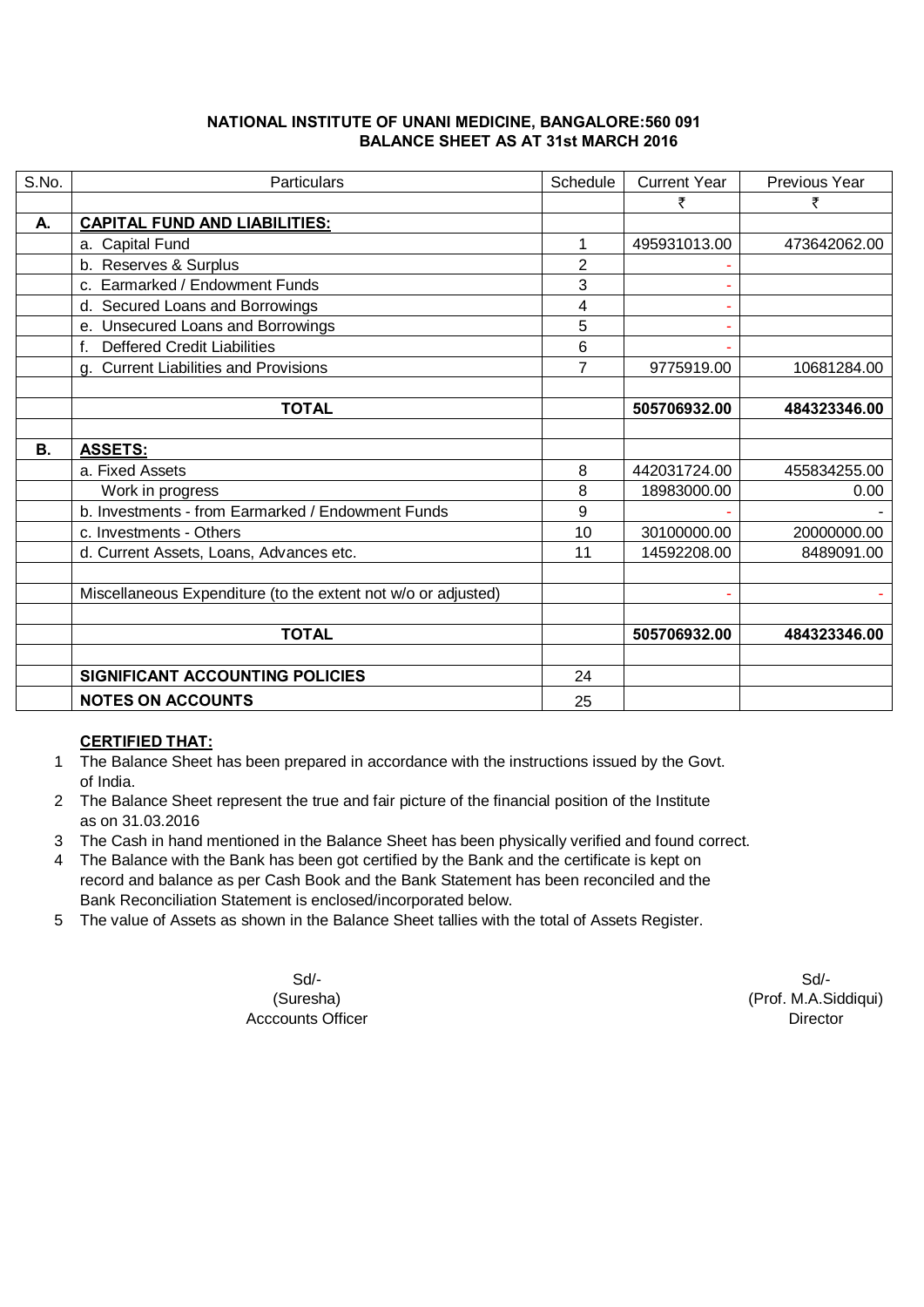**NATIONAL INSTITUTE OF UNANI MEDICINE, BANGALORE:560 091**
**BALANCE SHEET AS AT 31st MARCH 2016**

| S.No. | Particulars | Schedule | Current Year | Previous Year |
|---|---|---|---|---|
| | | | ₹ | ₹ |
| **A.** | **CAPITAL FUND AND LIABILITIES:** | | | |
| | a. Capital Fund | 1 | 495931013.00 | 473642062.00 |
| | b. Reserves & Surplus | 2 | - | |
| | c. Earmarked / Endowment Funds | 3 | - | |
| | d. Secured Loans and Borrowings | 4 | - | |
| | e. Unsecured Loans and Borrowings | 5 | - | |
| | f. Deffered Credit Liabilities | 6 | - | |
| | g. Current Liabilities and Provisions | 7 | 9775919.00 | 10681284.00 |
| | | | | |
| | **TOTAL** | | **505706932.00** | **484323346.00** |
| | | | | |
| **B.** | **ASSETS:** | | | |
| | a. Fixed Assets | 8 | 442031724.00 | 455834255.00 |
| | Work in progress | 8 | 18983000.00 | 0.00 |
| | b. Investments - from Earmarked / Endowment Funds | 9 | - | - |
| | c. Investments - Others | 10 | 30100000.00 | 20000000.00 |
| | d. Current Assets, Loans, Advances etc. | 11 | 14592208.00 | 8489091.00 |
| | | | | |
| | Miscellaneous Expenditure (to the extent not w/o or adjusted) | | - | - |
| | | | | |
| | **TOTAL** | | **505706932.00** | **484323346.00** |
| | | | | |
| | **SIGNIFICANT ACCOUNTING POLICIES** | 24 | | |
| | **NOTES ON ACCOUNTS** | 25 | | |

**CERTIFIED THAT:**

1. The Balance Sheet has been prepared in accordance with the instructions issued by the Govt. of India.
2. The Balance Sheet represent the true and fair picture of the financial position of the Institute as on 31.03.2016
3. The Cash in hand mentioned in the Balance Sheet has been physically verified and found correct.
4. The Balance with the Bank has been got certified by the Bank and the certificate is kept on record and balance as per Cash Book and the Bank Statement has been reconciled and the Bank Reconciliation Statement is enclosed/incorporated below.
5. The value of Assets as shown in the Balance Sheet tallies with the total of Assets Register.

Sd/-
(Suresha)
Acccounts Officer

Sd/-
(Prof. M.A.Siddiqui)
Director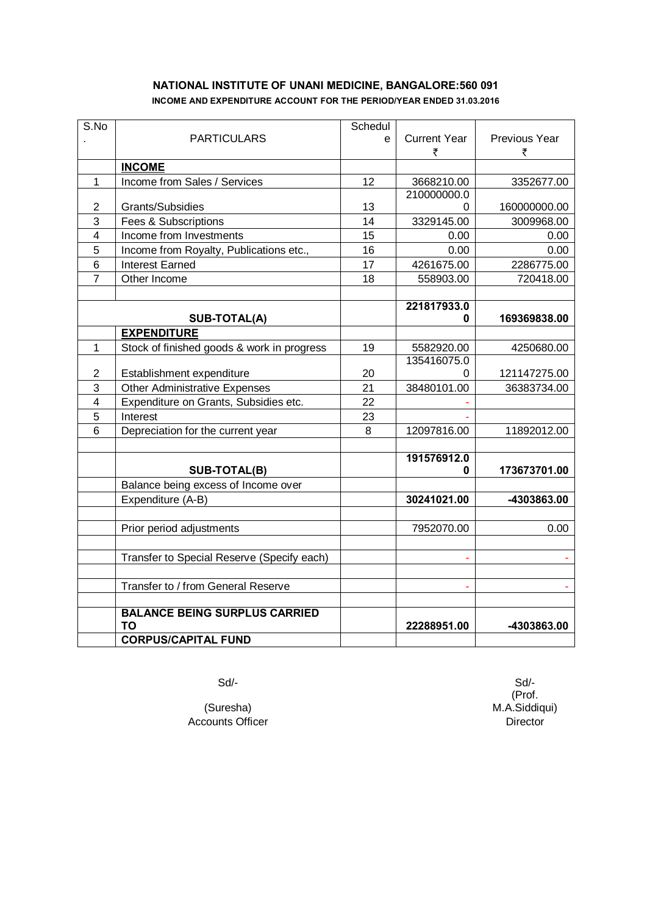# NATIONAL INSTITUTE OF UNANI MEDICINE, BANGALORE:560 091

## INCOME AND EXPENDITURE ACCOUNT FOR THE PERIOD/YEAR ENDED 31.03.2016

| S.No. | PARTICULARS | Schedule | Current Year ₹ | Previous Year ₹ |
|---|---|---|---|---|
| | **INCOME** | | | |
| 1 | Income from Sales / Services | 12 | 3668210.00 | 3352677.00 |
| 2 | Grants/Subsidies | 13 | 210000000.00 | 160000000.00 |
| 3 | Fees & Subscriptions | 14 | 3329145.00 | 3009968.00 |
| 4 | Income from Investments | 15 | 0.00 | 0.00 |
| 5 | Income from Royalty, Publications etc., | 16 | 0.00 | 0.00 |
| 6 | Interest Earned | 17 | 4261675.00 | 2286775.00 |
| 7 | Other Income | 18 | 558903.00 | 720418.00 |
| | | | | |
| | **SUB-TOTAL(A)** | | **221817933.00** | **169369838.00** |
| | **EXPENDITURE** | | | |
| 1 | Stock of finished goods & work in progress | 19 | 5582920.00 | 4250680.00 |
| 2 | Establishment expenditure | 20 | 135416075.00 | 121147275.00 |
| 3 | Other Administrative Expenses | 21 | 38480101.00 | 36383734.00 |
| 4 | Expenditure on Grants, Subsidies etc. | 22 | - | |
| 5 | Interest | 23 | - | |
| 6 | Depreciation for the current year | 8 | 12097816.00 | 11892012.00 |
| | | | | |
| | **SUB-TOTAL(B)** | | **191576912.00** | **173673701.00** |
| | Balance being excess of Income over Expenditure (A-B) | | **30241021.00** | **-4303863.00** |
| | | | | |
| | Prior period adjustments | | 7952070.00 | 0.00 |
| | | | | |
| | Transfer to Special Reserve (Specify each) | | - | - |
| | | | | |
| | Transfer to / from General Reserve | | - | - |
| | | | | |
| | **BALANCE BEING SURPLUS CARRIED TO CORPUS/CAPITAL FUND** | | **22288951.00** | **-4303863.00** |

Sd/-
(Suresha)
Accounts Officer

Sd/-
(Prof. M.A.Siddiqui)
Director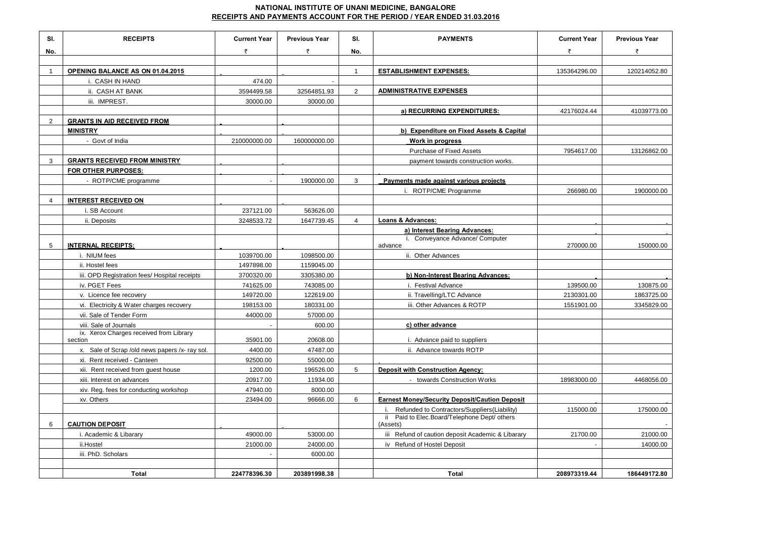# NATIONAL INSTITUTE OF UNANI MEDICINE, BANGALORE

## RECEIPTS AND PAYMENTS ACCOUNT FOR THE PERIOD / YEAR ENDED 31.03.2016

| Sl. No. | RECEIPTS | Current Year ₹ | Previous Year ₹ | Sl. No. | PAYMENTS | Current Year ₹ | Previous Year ₹ |
|---|---|---|---|---|---|---|---|
| 1 | **OPENING BALANCE AS ON 01.04.2015** | | | 1 | **ESTABLISHMENT EXPENSES:** | 135364296.00 | 120214052.80 |
| | i. CASH IN HAND | 474.00 | - | | | | |
| | ii. CASH AT BANK | 3594499.58 | 32564851.93 | 2 | **ADMINISTRATIVE EXPENSES** | | |
| | iii. IMPREST. | 30000.00 | 30000.00 | | | | |
| | | | | | **a) RECURRING EXPENDITURES:** | 42176024.44 | 41039773.00 |
| 2 | **GRANTS IN AID RECEIVED FROM** | | | | | | |
| | **MINISTRY** | | | | **b) Expenditure on Fixed Assets & Capital** | | |
| | - Govt of India | 210000000.00 | 160000000.00 | | **Work in progress** | | |
| | | | | | Purchase of Fixed Assets | 7954617.00 | 13126862.00 |
| 3 | **GRANTS RECEIVED FROM MINISTRY** | | | | payment towards construction works. | | |
| | **FOR OTHER PURPOSES:** | | | | | | |
| | - ROTP/CME programme | - | 1900000.00 | 3 | **Payments made against various projects** | | |
| | | | | | i. ROTP/CME Programme | 266980.00 | 1900000.00 |
| 4 | **INTEREST RECEIVED ON** | | | | | | |
| | i. SB Account | 237121.00 | 563626.00 | | | | |
| | ii. Deposits | 3248533.72 | 1647739.45 | 4 | **Loans & Advances:** | | |
| | | | | | **a) Interest Bearing Advances:** | | |
| 5 | **INTERNAL RECEIPTS:** | | | | i. Conveyance Advance/ Computer advance | 270000.00 | 150000.00 |
| | i. NIUM fees | 1039700.00 | 1098500.00 | | ii. Other Advances | | |
| | ii. Hostel fees | 1497898.00 | 1159045.00 | | | | |
| | iii. OPD Registration fees/ Hospital receipts | 3700320.00 | 3305380.00 | | **b) Non-Interest Bearing Advances:** | | |
| | iv. PGET Fees | 741625.00 | 743085.00 | | i. Festival Advance | 139500.00 | 130875.00 |
| | v. Licence fee recovery | 149720.00 | 122619.00 | | ii. Travelling/LTC Advance | 2130301.00 | 1863725.00 |
| | vi. Electricity & Water charges recovery | 198153.00 | 180331.00 | | iii. Other Advances & ROTP | 1551901.00 | 3345829.00 |
| | vii. Sale of Tender Form | 44000.00 | 57000.00 | | | | |
| | viii. Sale of Journals | - | 600.00 | | **c) other advance** | | |
| | ix. Xerox Charges received from Library section | 35901.00 | 20608.00 | | i. Advance paid to suppliers | | |
| | x. Sale of Scrap /old news papers /x- ray sol. | 4400.00 | 47487.00 | | ii. Advance towards ROTP | | |
| | xi. Rent received - Canteen | 92500.00 | 55000.00 | | | | |
| | xii. Rent received from guest house | 1200.00 | 196526.00 | 5 | **Deposit with Construction Agency:** | | |
| | xiii. Interest on advances | 20917.00 | 11934.00 | | - towards Construction Works | 18983000.00 | 4468056.00 |
| | xiv. Reg. fees for conducting workshop | 47940.00 | 8000.00 | | | | |
| | xv. Others | 23494.00 | 96666.00 | 6 | **Earnest Money/Security Deposit/Caution Deposit** | | |
| | | | | | i. Refunded to Contractors/Suppliers(Liability) | 115000.00 | 175000.00 |
| 6 | **CAUTION DEPOSIT** | | | | ii Paid to Elec.Board/Telephone Dept/ others (Assets) | | - |
| | i. Academic & Libarary | 49000.00 | 53000.00 | | iii Refund of caution deposit Academic & Libarary | 21700.00 | 21000.00 |
| | ii.Hostel | 21000.00 | 24000.00 | | iv Refund of Hostel Deposit | - | 14000.00 |
| | iii. PhD. Scholars | - | 6000.00 | | | | |
| | | | | | | | |
| | **Total** | **224778396.30** | **203891998.38** | | **Total** | **208973319.44** | **186449172.80** |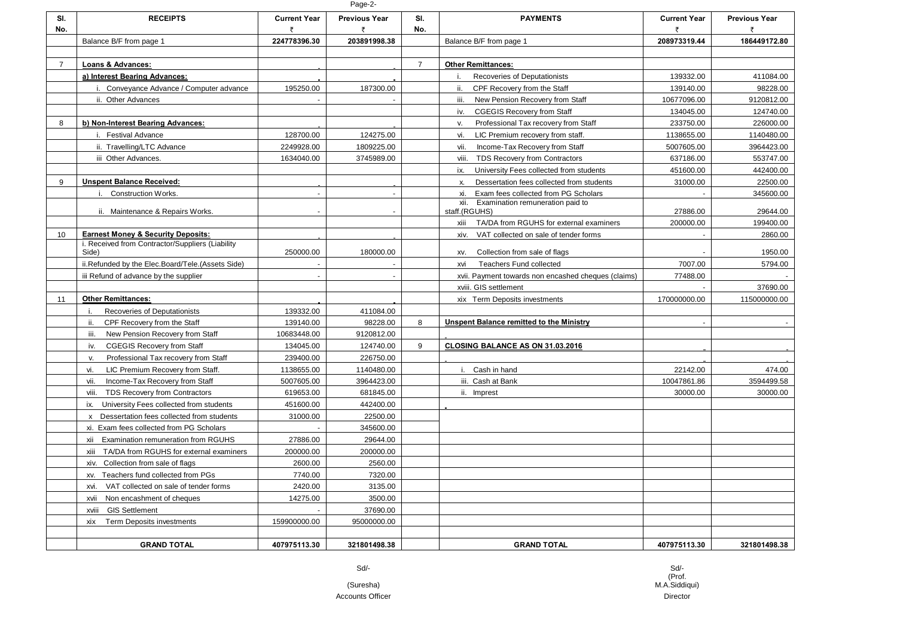| Sl. No. | RECEIPTS | Current Year ₹ | Previous Year ₹ | Sl. No. | PAYMENTS | Current Year ₹ | Previous Year ₹ |
|---|---|---|---|---|---|---|---|
| | Balance B/F from page 1 | 224778396.30 | 203891998.38 | | Balance B/F from page 1 | 208973319.44 | 186449172.80 |
| | | | | | | | |
| 7 | **Loans & Advances:** | | | 7 | **Other Remittances:** | | |
| | **a) Interest Bearing Advances:** | | | | i. Recoveries of Deputationists | 139332.00 | 411084.00 |
| | i. Conveyance Advance / Computer advance | 195250.00 | 187300.00 | | ii. CPF Recovery from the Staff | 139140.00 | 98228.00 |
| | ii. Other Advances | - | - | | iii. New Pension Recovery from Staff | 10677096.00 | 9120812.00 |
| | | | | | iv. CGEGIS Recovery from Staff | 134045.00 | 124740.00 |
| 8 | **b) Non-Interest Bearing Advances:** | | | | v. Professional Tax recovery from Staff | 233750.00 | 226000.00 |
| | i. Festival Advance | 128700.00 | 124275.00 | | vi. LIC Premium recovery from staff. | 1138655.00 | 1140480.00 |
| | ii. Travelling/LTC Advance | 2249928.00 | 1809225.00 | | vii. Income-Tax Recovery from Staff | 5007605.00 | 3964423.00 |
| | iii Other Advances. | 1634040.00 | 3745989.00 | | viii. TDS Recovery from Contractors | 637186.00 | 553747.00 |
| | | | | | ix. University Fees collected from students | 451600.00 | 442400.00 |
| 9 | **Unspent Balance Received:** | | | | x. Dessertation fees collected from students | 31000.00 | 22500.00 |
| | i. Construction Works. | - | - | | xi. Exam fees collected from PG Scholars | - | 345600.00 |
| | ii. Maintenance & Repairs Works. | - | - | | xii. Examination remuneration paid to staff.(RGUHS) | 27886.00 | 29644.00 |
| | | | | | xiii TA/DA from RGUHS for external examiners | 200000.00 | 199400.00 |
| 10 | **Earnest Money & Security Deposits:** | | | | xiv. VAT collected on sale of tender forms | - | 2860.00 |
| | i. Received from Contractor/Suppliers (Liability Side) | 250000.00 | 180000.00 | | xv. Collection from sale of flags | - | 1950.00 |
| | ii.Refunded by the Elec.Board/Tele.(Assets Side) | - | - | | xvi Teachers Fund collected | 7007.00 | 5794.00 |
| | iii Refund of advance by the supplier | - | - | | xvii. Payment towards non encashed cheques (claims) | 77488.00 | - |
| | | | | | xviii. GIS settlement | - | 37690.00 |
| 11 | **Other Remittances:** | | | | xix Term Deposits investments | 170000000.00 | 115000000.00 |
| | i. Recoveries of Deputationists | 139332.00 | 411084.00 | | | | |
| | ii. CPF Recovery from the Staff | 139140.00 | 98228.00 | 8 | **Unspent Balance remitted to the Ministry** | - | - |
| | iii. New Pension Recovery from Staff | 10683448.00 | 9120812.00 | | | | |
| | iv. CGEGIS Recovery from Staff | 134045.00 | 124740.00 | 9 | **CLOSING BALANCE AS ON 31.03.2016** | | |
| | v. Professional Tax recovery from Staff | 239400.00 | 226750.00 | | | | |
| | vi. LIC Premium Recovery from Staff. | 1138655.00 | 1140480.00 | | i. Cash in hand | 22142.00 | 474.00 |
| | vii. Income-Tax Recovery from Staff | 5007605.00 | 3964423.00 | | iii. Cash at Bank | 10047861.86 | 3594499.58 |
| | viii. TDS Recovery from Contractors | 619653.00 | 681845.00 | | ii. Imprest | 30000.00 | 30000.00 |
| | ix. University Fees collected from students | 451600.00 | 442400.00 | | | | |
| | x Dessertation fees collected from students | 31000.00 | 22500.00 | | | | |
| | xi. Exam fees collected from PG Scholars | - | 345600.00 | | | | |
| | xii Examination remuneration from RGUHS | 27886.00 | 29644.00 | | | | |
| | xiii TA/DA from RGUHS for external examiners | 200000.00 | 200000.00 | | | | |
| | xiv. Collection from sale of flags | 2600.00 | 2560.00 | | | | |
| | xv. Teachers fund collected from PGs | 7740.00 | 7320.00 | | | | |
| | xvi. VAT collected on sale of tender forms | 2420.00 | 3135.00 | | | | |
| | xvii Non encashment of cheques | 14275.00 | 3500.00 | | | | |
| | xviii GIS Settlement | - | 37690.00 | | | | |
| | xix Term Deposits investments | 159900000.00 | 95000000.00 | | | | |
| | | | | | | | |
| | **GRAND TOTAL** | **407975113.30** | **321801498.38** | | **GRAND TOTAL** | **407975113.30** | **321801498.38** |

Sd/-
(Suresha)
Accounts Officer

Sd/-
(Prof. M.A.Siddiqui)
Director